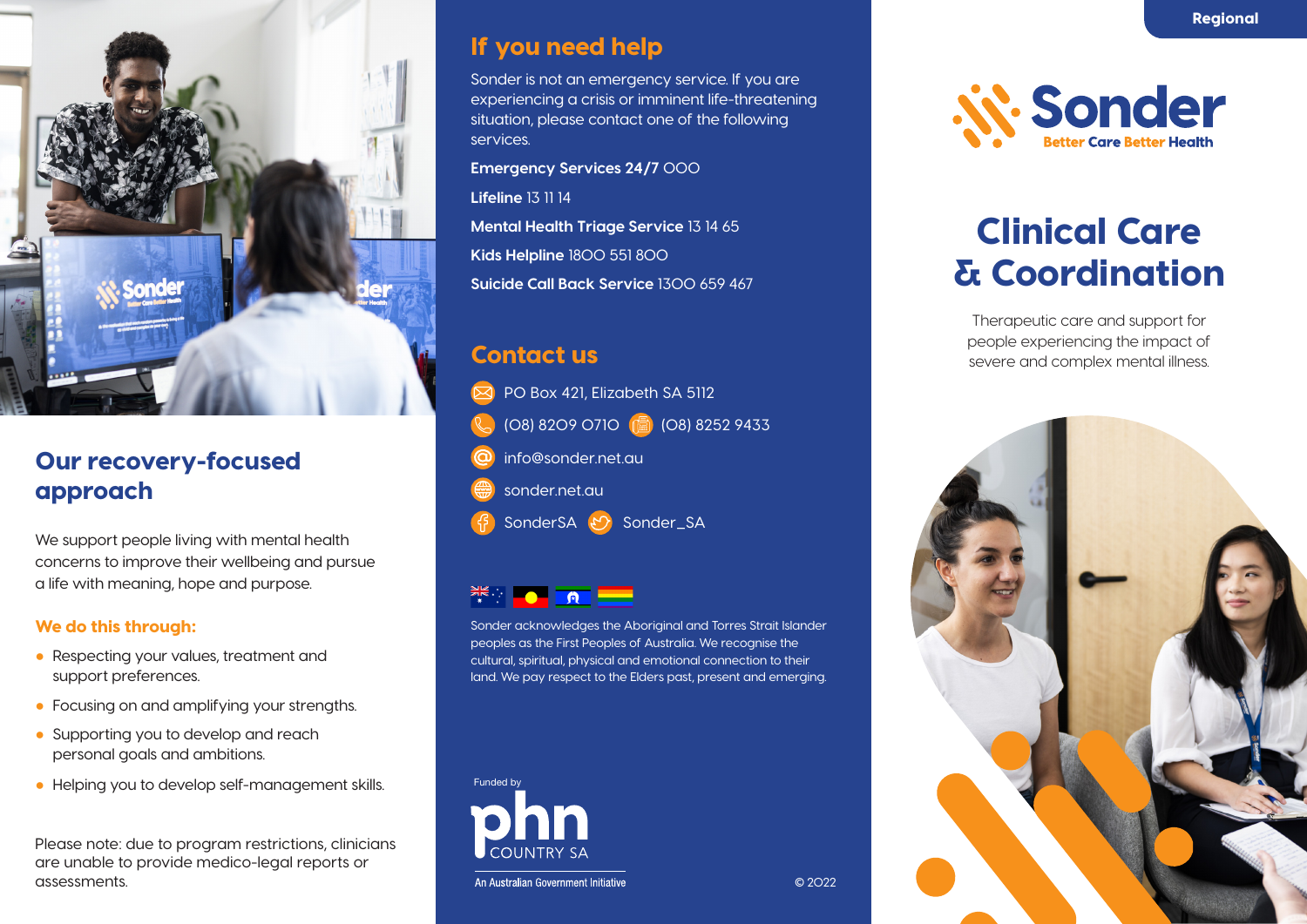## Our recovery-focused approach

We support people living with mental health concerns to improve their wellbeing and pursue a life with meaning, hope and purpose.

**We do this through:**

- Respecting your values, treatment and support preferences.
- Focusing on and amplifying your strengths.
- Supporting you to develop and reach personal goals and ambitions.
- Helping you to develop self-management skills.

Please note: due to program restrictions, clinicians are unable to provide medico-legal reports or assessments.

## If you need help

Sonder is not an emergency service. If you are experiencing a crisis or imminent life-threatening situation, please contact one of the following services.

**Emergency Services 24/7** 000

**Lifeline** 13 11 14

**Mental Health Triage Service** 13 14 65

**Kids Helpline** 1800 551 800

**Suicide Call Back Service** 1300 659 467

## Contact us

PO Box 421, Elizabeth SA 5112

(08) 8209 0710 (08) 8252 9433

info@sonder.net.au

sonder.net.au

SonderSA Sonder_SA

Sonder acknowledges the Aboriginal and Torres Strait Islander peoples as the First Peoples of Australia. We recognise the cultural, spiritual, physical and emotional connection to their land. We pay respect to the Elders past, present and emerging.

Funded by phn COUNTRY SA

An Australian Government Initiative

© 2022

Regional

Sonder
Better Care Better Health

# Clinical Care & Coordination

Therapeutic care and support for people experiencing the impact of severe and complex mental illness.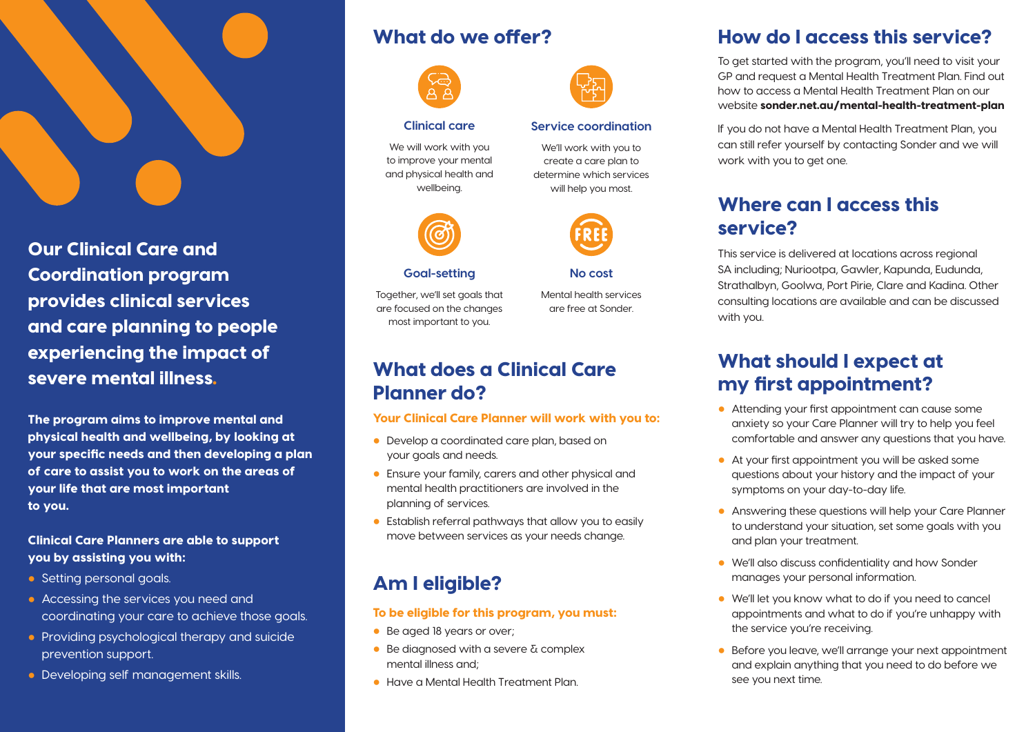**Our Clinical Care and Coordination program provides clinical services and care planning to people experiencing the impact of severe mental illness.**

**The program aims to improve mental and physical health and wellbeing, by looking at your specific needs and then developing a plan of care to assist you to work on the areas of your life that are most important to you.**

**Clinical Care Planners are able to support you by assisting you with:**

- Setting personal goals.
- Accessing the services you need and coordinating your care to achieve those goals.
- Providing psychological therapy and suicide prevention support.
- Developing self management skills.

## What do we offer?

### Clinical care

We will work with you to improve your mental and physical health and wellbeing.

### Service coordination

We'll work with you to create a care plan to determine which services will help you most.

### Goal-setting

Together, we'll set goals that are focused on the changes most important to you.

### No cost

Mental health services are free at Sonder.

## What does a Clinical Care Planner do?

**Your Clinical Care Planner will work with you to:**

- Develop a coordinated care plan, based on your goals and needs.
- Ensure your family, carers and other physical and mental health practitioners are involved in the planning of services.
- Establish referral pathways that allow you to easily move between services as your needs change.

## Am I eligible?

**To be eligible for this program, you must:**

- Be aged 18 years or over;
- Be diagnosed with a severe & complex mental illness and;
- Have a Mental Health Treatment Plan.

## How do I access this service?

To get started with the program, you'll need to visit your GP and request a Mental Health Treatment Plan. Find out how to access a Mental Health Treatment Plan on our website **sonder.net.au/mental-health-treatment-plan**

If you do not have a Mental Health Treatment Plan, you can still refer yourself by contacting Sonder and we will work with you to get one.

## Where can I access this service?

This service is delivered at locations across regional SA including; Nuriootpa, Gawler, Kapunda, Eudunda, Strathalbyn, Goolwa, Port Pirie, Clare and Kadina. Other consulting locations are available and can be discussed with you.

## What should I expect at my first appointment?

- Attending your first appointment can cause some anxiety so your Care Planner will try to help you feel comfortable and answer any questions that you have.
- At your first appointment you will be asked some questions about your history and the impact of your symptoms on your day-to-day life.
- Answering these questions will help your Care Planner to understand your situation, set some goals with you and plan your treatment.
- We'll also discuss confidentiality and how Sonder manages your personal information.
- We'll let you know what to do if you need to cancel appointments and what to do if you're unhappy with the service you're receiving.
- Before you leave, we'll arrange your next appointment and explain anything that you need to do before we see you next time.